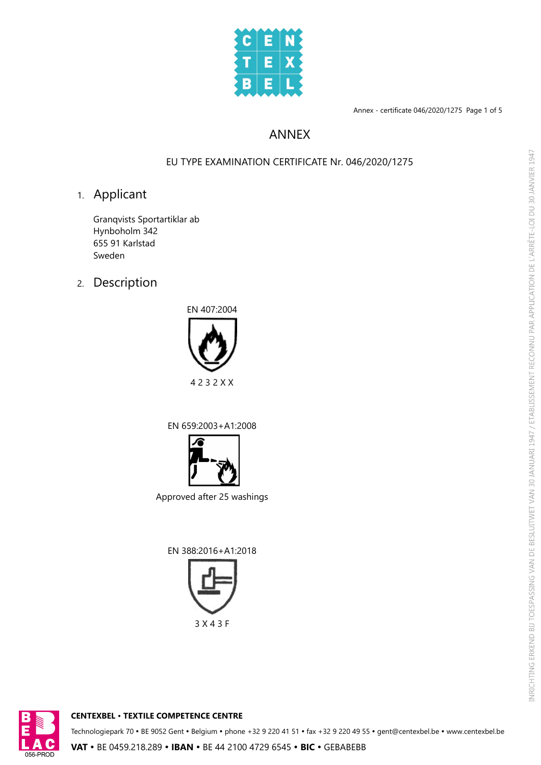# ANNEX

EU TYPE EXAMINATION CERTIFICATE Nr. 046/2020/1275

## 1. Applicant

Granqvists Sportartiklar ab
Hynboholm 342
655 91 Karlstad
Sweden

## 2. Description

EN 407:2004

4 2 3 2 X X

EN 659:2003+A1:2008

Approved after 25 washings

EN 388:2016+A1:2018

3 X 4 3 F

**CENTEXBEL • TEXTILE COMPETENCE CENTRE**

Technologiepark 70 • BE 9052 Gent • Belgium • phone +32 9 220 41 51 • fax +32 9 220 49 55 • gent@centexbel.be • www.centexbel.be

**VAT** • BE 0459.218.289 • **IBAN** • BE 44 2100 4729 6545 • **BIC** • GEBABEBB

INRICHTING ERKEND BIJ TOEPASSING VAN DE BESLUITWET VAN 30 JANUARI 1947 / ETABLISSEMENT RECONNU PAR APPLICATION DE L'ARRÊTE-LOI DU 30 JANVIER 1947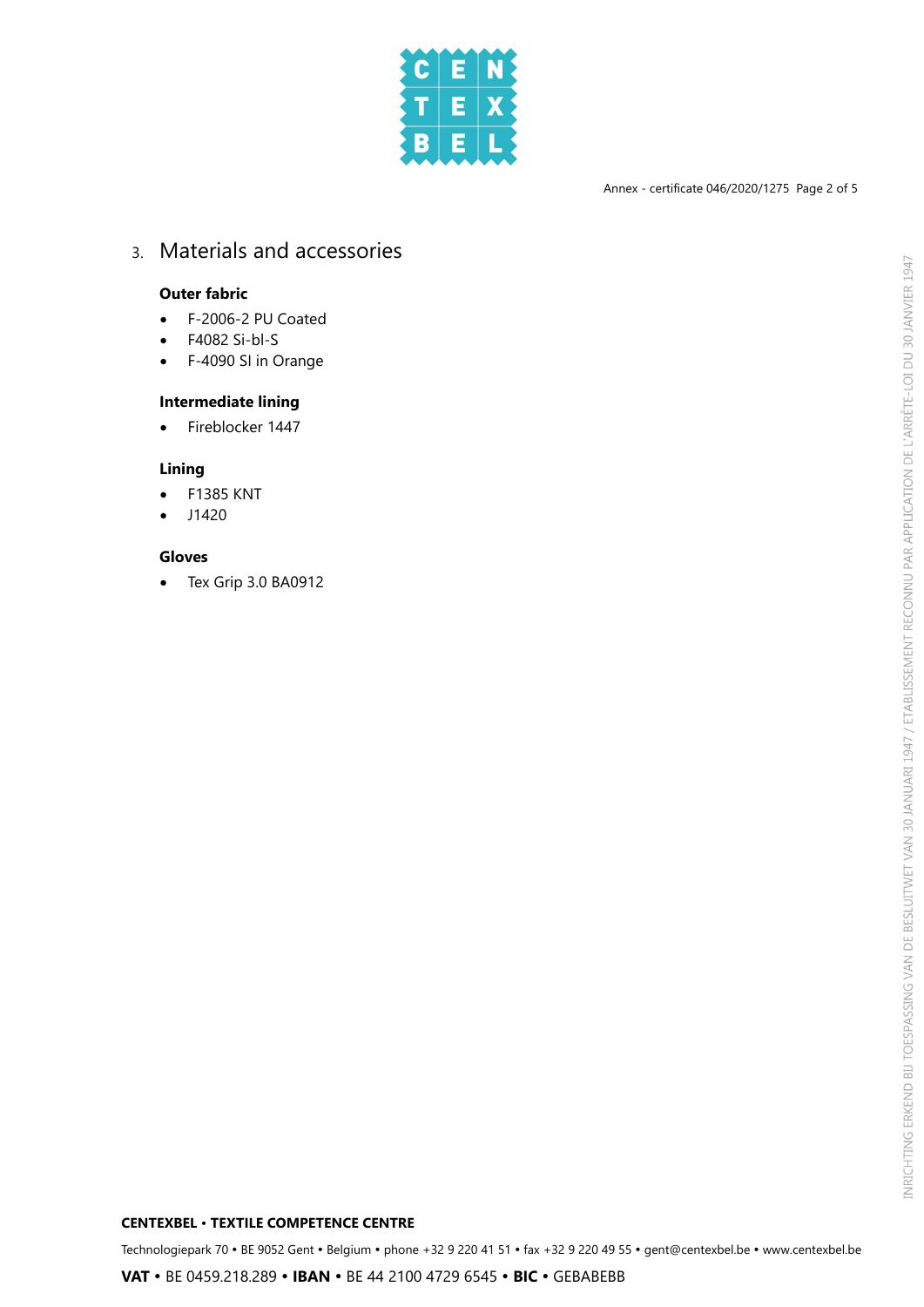## 3. Materials and accessories

**Outer fabric**

- F-2006-2 PU Coated
- F4082 Si-bl-S
- F-4090 SI in Orange

**Intermediate lining**

- Fireblocker 1447

**Lining**

- F1385 KNT
- J1420

**Gloves**

- Tex Grip 3.0 BA0912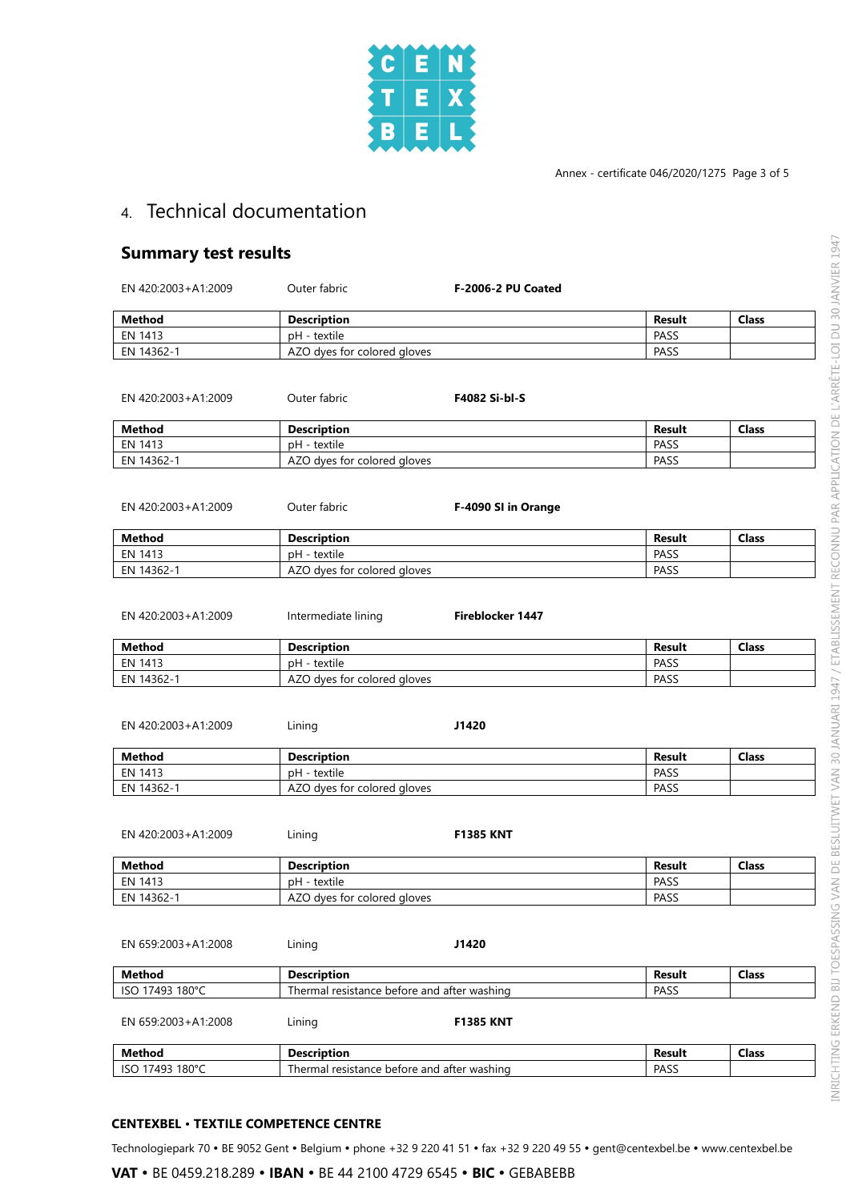## 4. Technical documentation

### Summary test results

EN 420:2003+A1:2009 Outer fabric **F-2006-2 PU Coated**

| Method | Description | Result | Class |
|---|---|---|---|
| EN 1413 | pH - textile | PASS | |
| EN 14362-1 | AZO dyes for colored gloves | PASS | |

EN 420:2003+A1:2009 Outer fabric **F4082 Si-bl-S**

| Method | Description | Result | Class |
|---|---|---|---|
| EN 1413 | pH - textile | PASS | |
| EN 14362-1 | AZO dyes for colored gloves | PASS | |

EN 420:2003+A1:2009 Outer fabric **F-4090 SI in Orange**

| Method | Description | Result | Class |
|---|---|---|---|
| EN 1413 | pH - textile | PASS | |
| EN 14362-1 | AZO dyes for colored gloves | PASS | |

EN 420:2003+A1:2009 Intermediate lining **Fireblocker 1447**

| Method | Description | Result | Class |
|---|---|---|---|
| EN 1413 | pH - textile | PASS | |
| EN 14362-1 | AZO dyes for colored gloves | PASS | |

EN 420:2003+A1:2009 Lining **J1420**

| Method | Description | Result | Class |
|---|---|---|---|
| EN 1413 | pH - textile | PASS | |
| EN 14362-1 | AZO dyes for colored gloves | PASS | |

EN 420:2003+A1:2009 Lining **F1385 KNT**

| Method | Description | Result | Class |
|---|---|---|---|
| EN 1413 | pH - textile | PASS | |
| EN 14362-1 | AZO dyes for colored gloves | PASS | |

EN 659:2003+A1:2008 Lining **J1420**

| Method | Description | Result | Class |
|---|---|---|---|
| ISO 17493 180°C | Thermal resistance before and after washing | PASS | |

EN 659:2003+A1:2008 Lining **F1385 KNT**

| Method | Description | Result | Class |
|---|---|---|---|
| ISO 17493 180°C | Thermal resistance before and after washing | PASS | |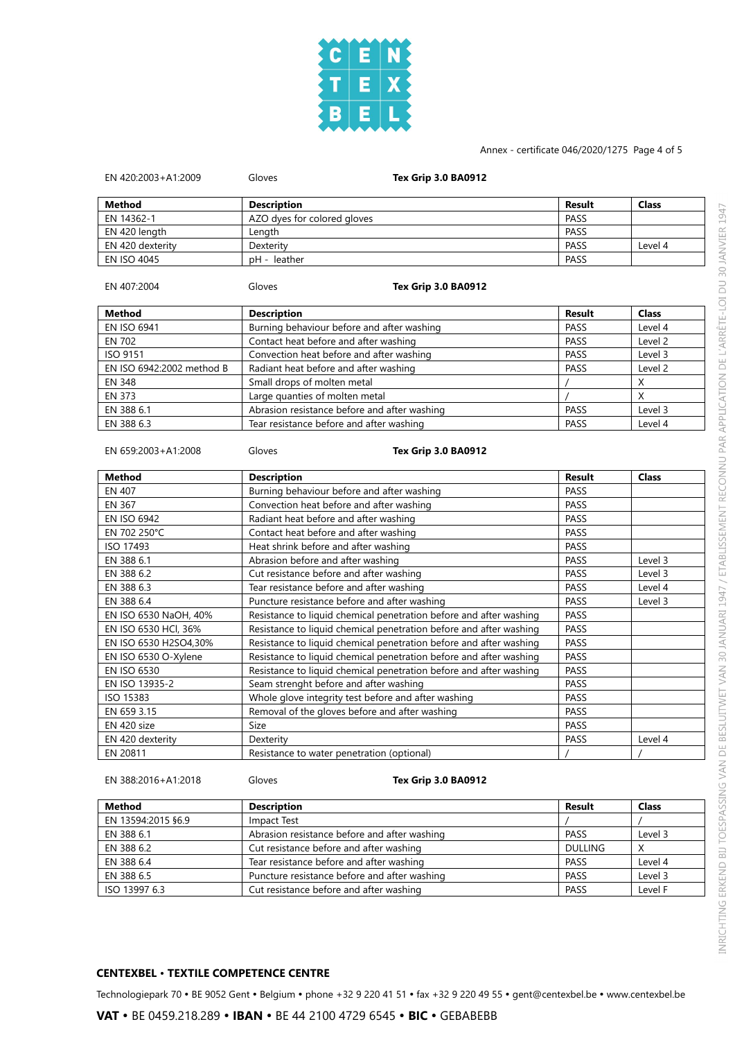Annex - certificate 046/2020/1275

EN 420:2003+A1:2009 Gloves **Tex Grip 3.0 BA0912**

| Method | Description | Result | Class |
|---|---|---|---|
| EN 14362-1 | AZO dyes for colored gloves | PASS | |
| EN 420 length | Length | PASS | |
| EN 420 dexterity | Dexterity | PASS | Level 4 |
| EN ISO 4045 | pH - leather | PASS | |

EN 407:2004 Gloves **Tex Grip 3.0 BA0912**

| Method | Description | Result | Class |
|---|---|---|---|
| EN ISO 6941 | Burning behaviour before and after washing | PASS | Level 4 |
| EN 702 | Contact heat before and after washing | PASS | Level 2 |
| ISO 9151 | Convection heat before and after washing | PASS | Level 3 |
| EN ISO 6942:2002 method B | Radiant heat before and after washing | PASS | Level 2 |
| EN 348 | Small drops of molten metal | / | X |
| EN 373 | Large quanties of molten metal | / | X |
| EN 388 6.1 | Abrasion resistance before and after washing | PASS | Level 3 |
| EN 388 6.3 | Tear resistance before and after washing | PASS | Level 4 |

EN 659:2003+A1:2008 Gloves **Tex Grip 3.0 BA0912**

| Method | Description | Result | Class |
|---|---|---|---|
| EN 407 | Burning behaviour before and after washing | PASS | |
| EN 367 | Convection heat before and after washing | PASS | |
| EN ISO 6942 | Radiant heat before and after washing | PASS | |
| EN 702 250°C | Contact heat before and after washing | PASS | |
| ISO 17493 | Heat shrink before and after washing | PASS | |
| EN 388 6.1 | Abrasion before and after washing | PASS | Level 3 |
| EN 388 6.2 | Cut resistance before and after washing | PASS | Level 3 |
| EN 388 6.3 | Tear resistance before and after washing | PASS | Level 4 |
| EN 388 6.4 | Puncture resistance before and after washing | PASS | Level 3 |
| EN ISO 6530 NaOH, 40% | Resistance to liquid chemical penetration before and after washing | PASS | |
| EN ISO 6530 HCl, 36% | Resistance to liquid chemical penetration before and after washing | PASS | |
| EN ISO 6530 H2SO4,30% | Resistance to liquid chemical penetration before and after washing | PASS | |
| EN ISO 6530 O-Xylene | Resistance to liquid chemical penetration before and after washing | PASS | |
| EN ISO 6530 | Resistance to liquid chemical penetration before and after washing | PASS | |
| EN ISO 13935-2 | Seam strenght before and after washing | PASS | |
| ISO 15383 | Whole glove integrity test before and after washing | PASS | |
| EN 659 3.15 | Removal of the gloves before and after washing | PASS | |
| EN 420 size | Size | PASS | |
| EN 420 dexterity | Dexterity | PASS | Level 4 |
| EN 20811 | Resistance to water penetration (optional) | / | / |

EN 388:2016+A1:2018 Gloves **Tex Grip 3.0 BA0912**

| Method | Description | Result | Class |
|---|---|---|---|
| EN 13594:2015 §6.9 | Impact Test | / | / |
| EN 388 6.1 | Abrasion resistance before and after washing | PASS | Level 3 |
| EN 388 6.2 | Cut resistance before and after washing | DULLING | X |
| EN 388 6.4 | Tear resistance before and after washing | PASS | Level 4 |
| EN 388 6.5 | Puncture resistance before and after washing | PASS | Level 3 |
| ISO 13997 6.3 | Cut resistance before and after washing | PASS | Level F |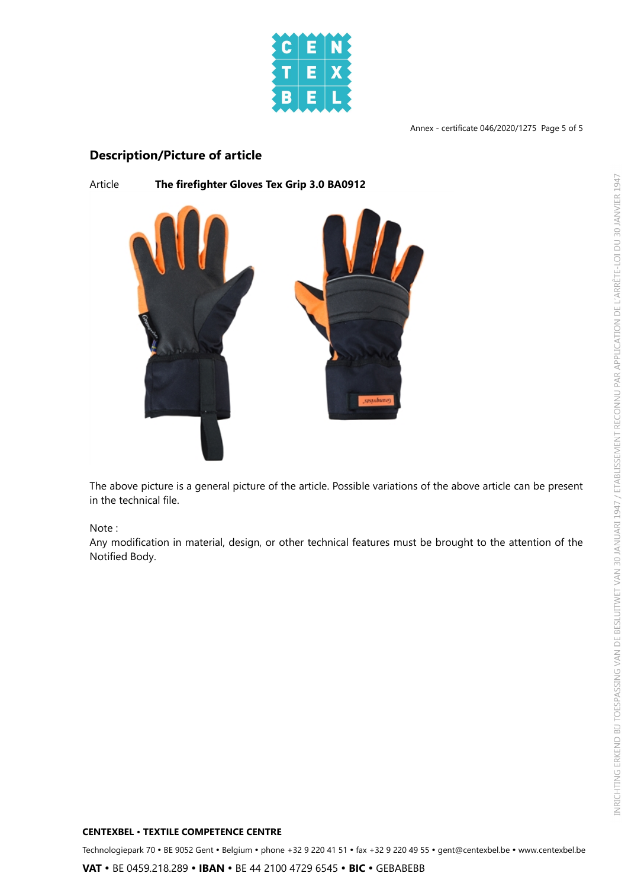## Description/Picture of article

Article **The firefighter Gloves Tex Grip 3.0 BA0912**

The above picture is a general picture of the article. Possible variations of the above article can be present in the technical file.

Note :
Any modification in material, design, or other technical features must be brought to the attention of the Notified Body.

**CENTEXBEL • TEXTILE COMPETENCE CENTRE**

Technologiepark 70 • BE 9052 Gent • Belgium • phone +32 9 220 41 51 • fax +32 9 220 49 55 • gent@centexbel.be • www.centexbel.be

**VAT** • BE 0459.218.289 • **IBAN** • BE 44 2100 4729 6545 • **BIC** • GEBABEBB

INRICHTING ERKEND BIJ TOEPASSING VAN DE BESLUITWET VAN 30 JANUARI 1947 / ETABLISSEMENT RECONNU PAR APPLICATION DE L'ARRÊTE-LOI DU 30 JANVIER 1947